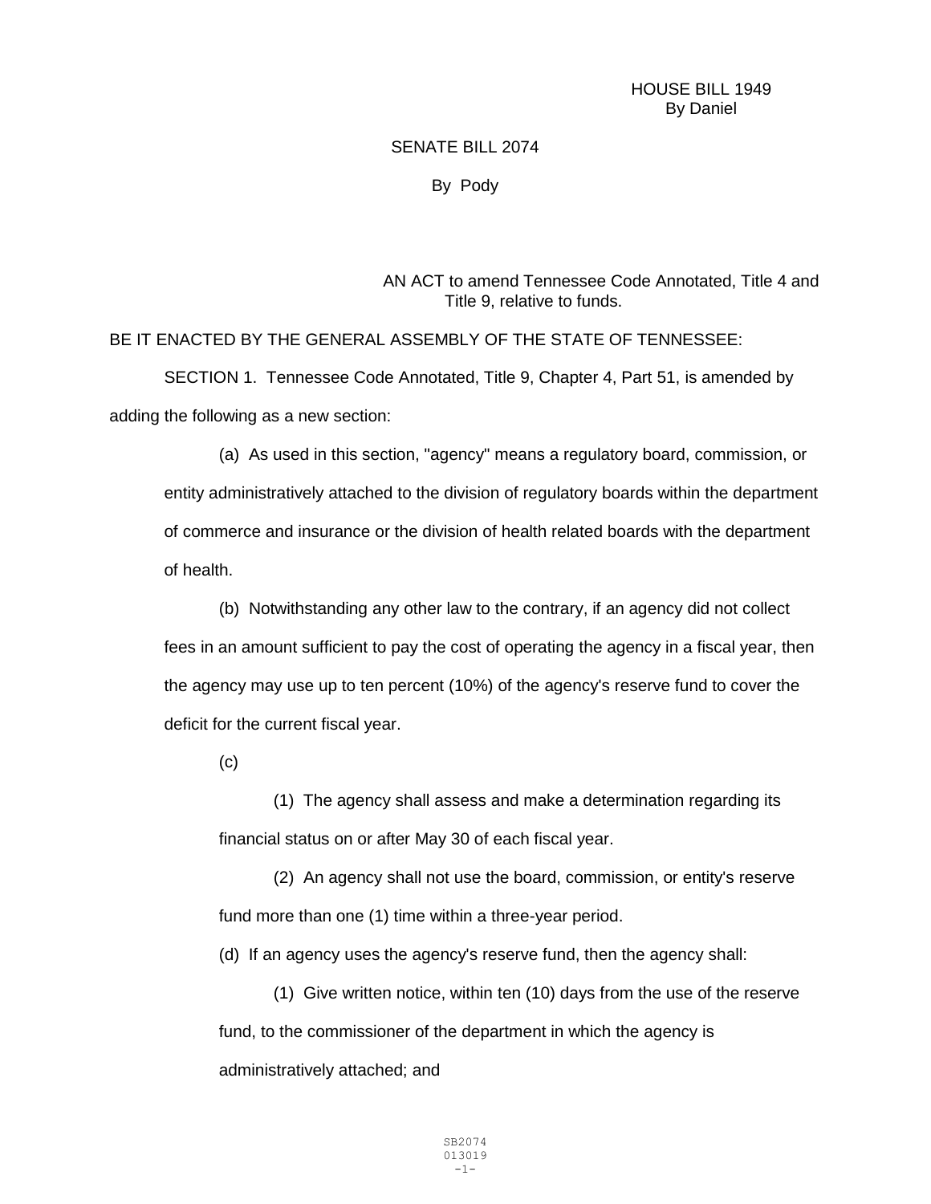HOUSE BILL 1949
By Daniel

SENATE BILL 2074

By Pody

AN ACT to amend Tennessee Code Annotated, Title 4 and Title 9, relative to funds.

BE IT ENACTED BY THE GENERAL ASSEMBLY OF THE STATE OF TENNESSEE:

SECTION 1. Tennessee Code Annotated, Title 9, Chapter 4, Part 51, is amended by adding the following as a new section:

(a) As used in this section, "agency" means a regulatory board, commission, or entity administratively attached to the division of regulatory boards within the department of commerce and insurance or the division of health related boards with the department of health.

(b) Notwithstanding any other law to the contrary, if an agency did not collect fees in an amount sufficient to pay the cost of operating the agency in a fiscal year, then the agency may use up to ten percent (10%) of the agency's reserve fund to cover the deficit for the current fiscal year.

(c)

(1) The agency shall assess and make a determination regarding its financial status on or after May 30 of each fiscal year.

(2) An agency shall not use the board, commission, or entity's reserve fund more than one (1) time within a three-year period.

(d) If an agency uses the agency's reserve fund, then the agency shall:

(1) Give written notice, within ten (10) days from the use of the reserve fund, to the commissioner of the department in which the agency is administratively attached; and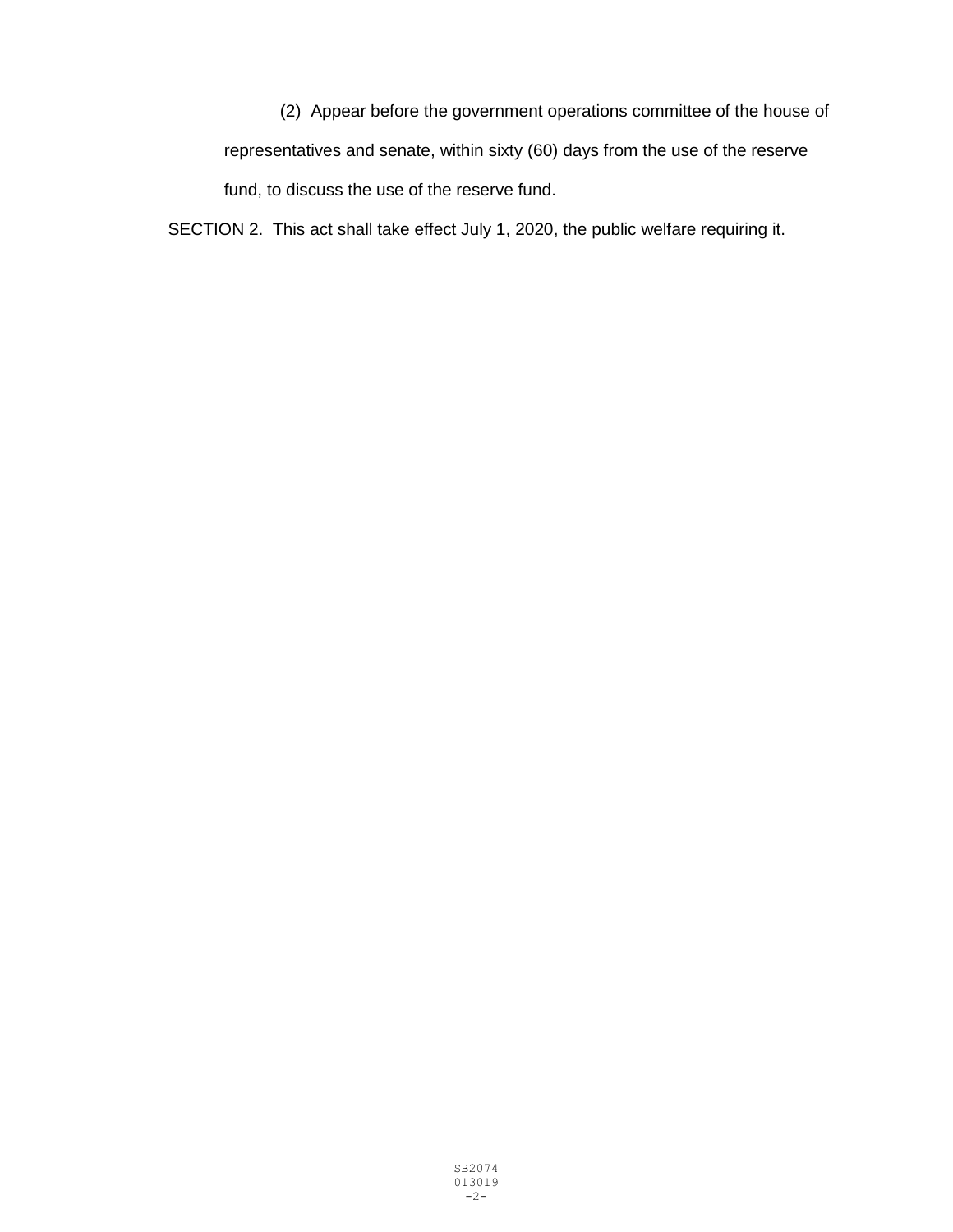(2) Appear before the government operations committee of the house of representatives and senate, within sixty (60) days from the use of the reserve fund, to discuss the use of the reserve fund.

SECTION 2. This act shall take effect July 1, 2020, the public welfare requiring it.